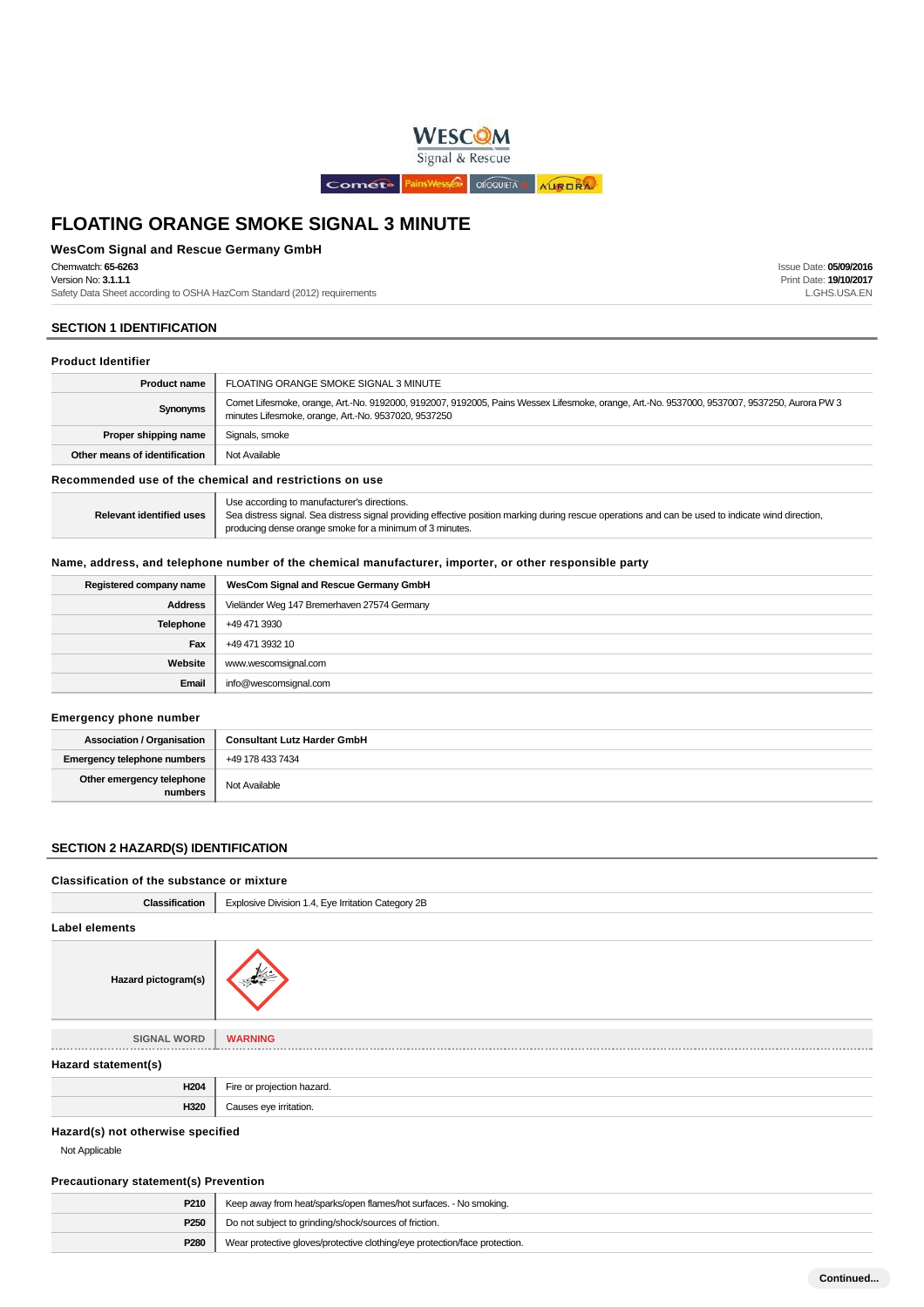# FLOATING ORANGE SMOKE SIGNAL 3 MINUTE

**WesCom Signal and Rescue Germany GmbH**

Chemwatch: **65-6263**
Version No: **3.1.1.1**
Safety Data Sheet according to OSHA HazCom Standard (2012) requirements

Issue Date: **05/09/2016**
Print Date: **19/10/2017**
L.GHS.USA.EN

## SECTION 1 IDENTIFICATION

### Product Identifier

| | |
|---|---|
| **Product name** | FLOATING ORANGE SMOKE SIGNAL 3 MINUTE |
| **Synonyms** | Comet Lifesmoke, orange, Art.-No. 9192000, 9192007, 9192005, Pains Wessex Lifesmoke, orange, Art.-No. 9537000, 9537007, 9537250, Aurora PW 3 minutes Lifesmoke, orange, Art.-No. 9537020, 9537250 |
| **Proper shipping name** | Signals, smoke |
| **Other means of identification** | Not Available |

### Recommended use of the chemical and restrictions on use

| | |
|---|---|
| **Relevant identified uses** | Use according to manufacturer's directions.<br>Sea distress signal. Sea distress signal providing effective position marking during rescue operations and can be used to indicate wind direction, producing dense orange smoke for a minimum of 3 minutes. |

### Name, address, and telephone number of the chemical manufacturer, importer, or other responsible party

| | |
|---|---|
| **Registered company name** | **WesCom Signal and Rescue Germany GmbH** |
| **Address** | Vieländer Weg 147 Bremerhaven 27574 Germany |
| **Telephone** | +49 471 3930 |
| **Fax** | +49 471 3932 10 |
| **Website** | www.wescomsignal.com |
| **Email** | info@wescomsignal.com |

### Emergency phone number

| | |
|---|---|
| **Association / Organisation** | **Consultant Lutz Harder GmbH** |
| **Emergency telephone numbers** | +49 178 433 7434 |
| **Other emergency telephone numbers** | Not Available |

## SECTION 2 HAZARD(S) IDENTIFICATION

### Classification of the substance or mixture

| | |
|---|---|
| **Classification** | Explosive Division 1.4, Eye Irritation Category 2B |

### Label elements

| | |
|---|---|
| **Hazard pictogram(s)** | |
| **SIGNAL WORD** | **WARNING** |

### Hazard statement(s)

| | |
|---|---|
| **H204** | Fire or projection hazard. |
| **H320** | Causes eye irritation. |

### Hazard(s) not otherwise specified

Not Applicable

### Precautionary statement(s) Prevention

| | |
|---|---|
| **P210** | Keep away from heat/sparks/open flames/hot surfaces. - No smoking. |
| **P250** | Do not subject to grinding/shock/sources of friction. |
| **P280** | Wear protective gloves/protective clothing/eye protection/face protection. |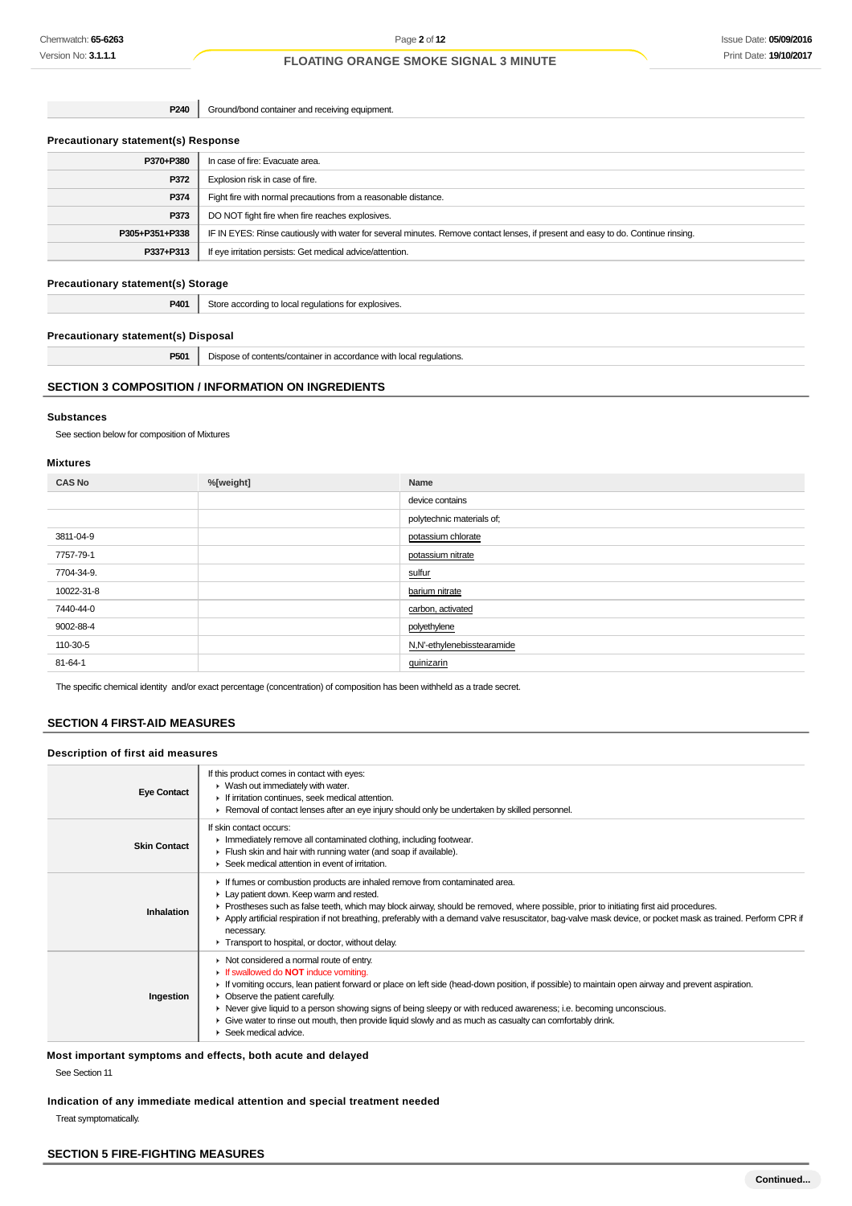| | |
|---|---|
| P240 | Ground/bond container and receiving equipment. |

### Precautionary statement(s) Response

| | |
|---|---|
| P370+P380 | In case of fire: Evacuate area. |
| P372 | Explosion risk in case of fire. |
| P374 | Fight fire with normal precautions from a reasonable distance. |
| P373 | DO NOT fight fire when fire reaches explosives. |
| P305+P351+P338 | IF IN EYES: Rinse cautiously with water for several minutes. Remove contact lenses, if present and easy to do. Continue rinsing. |
| P337+P313 | If eye irritation persists: Get medical advice/attention. |

### Precautionary statement(s) Storage

| | |
|---|---|
| P401 | Store according to local regulations for explosives. |

### Precautionary statement(s) Disposal

| | |
|---|---|
| P501 | Dispose of contents/container in accordance with local regulations. |

## SECTION 3 COMPOSITION / INFORMATION ON INGREDIENTS

### Substances

See section below for composition of Mixtures

### Mixtures

| CAS No | %[weight] | Name |
|---|---|---|
| | | device contains |
| | | polytechnic materials of; |
| 3811-04-9 | | potassium chlorate |
| 7757-79-1 | | potassium nitrate |
| 7704-34-9. | | sulfur |
| 10022-31-8 | | barium nitrate |
| 7440-44-0 | | carbon, activated |
| 9002-88-4 | | polyethylene |
| 110-30-5 | | N,N'-ethylenebisstearamide |
| 81-64-1 | | quinizarin |

The specific chemical identity and/or exact percentage (concentration) of composition has been withheld as a trade secret.

## SECTION 4 FIRST-AID MEASURES

### Description of first aid measures

| | |
|---|---|
| Eye Contact | If this product comes in contact with eyes:<br>▸ Wash out immediately with water.<br>▸ If irritation continues, seek medical attention.<br>▸ Removal of contact lenses after an eye injury should only be undertaken by skilled personnel. |
| Skin Contact | If skin contact occurs:<br>▸ Immediately remove all contaminated clothing, including footwear.<br>▸ Flush skin and hair with running water (and soap if available).<br>▸ Seek medical attention in event of irritation. |
| Inhalation | ▸ If fumes or combustion products are inhaled remove from contaminated area.<br>▸ Lay patient down. Keep warm and rested.<br>▸ Prostheses such as false teeth, which may block airway, should be removed, where possible, prior to initiating first aid procedures.<br>▸ Apply artificial respiration if not breathing, preferably with a demand valve resuscitator, bag-valve mask device, or pocket mask as trained. Perform CPR if necessary.<br>▸ Transport to hospital, or doctor, without delay. |
| Ingestion | ▸ Not considered a normal route of entry.<br>▸ If swallowed do **NOT** induce vomiting.<br>▸ If vomiting occurs, lean patient forward or place on left side (head-down position, if possible) to maintain open airway and prevent aspiration.<br>▸ Observe the patient carefully.<br>▸ Never give liquid to a person showing signs of being sleepy or with reduced awareness; i.e. becoming unconscious.<br>▸ Give water to rinse out mouth, then provide liquid slowly and as much as casualty can comfortably drink.<br>▸ Seek medical advice. |

### Most important symptoms and effects, both acute and delayed

See Section 11

### Indication of any immediate medical attention and special treatment needed

Treat symptomatically.

## SECTION 5 FIRE-FIGHTING MEASURES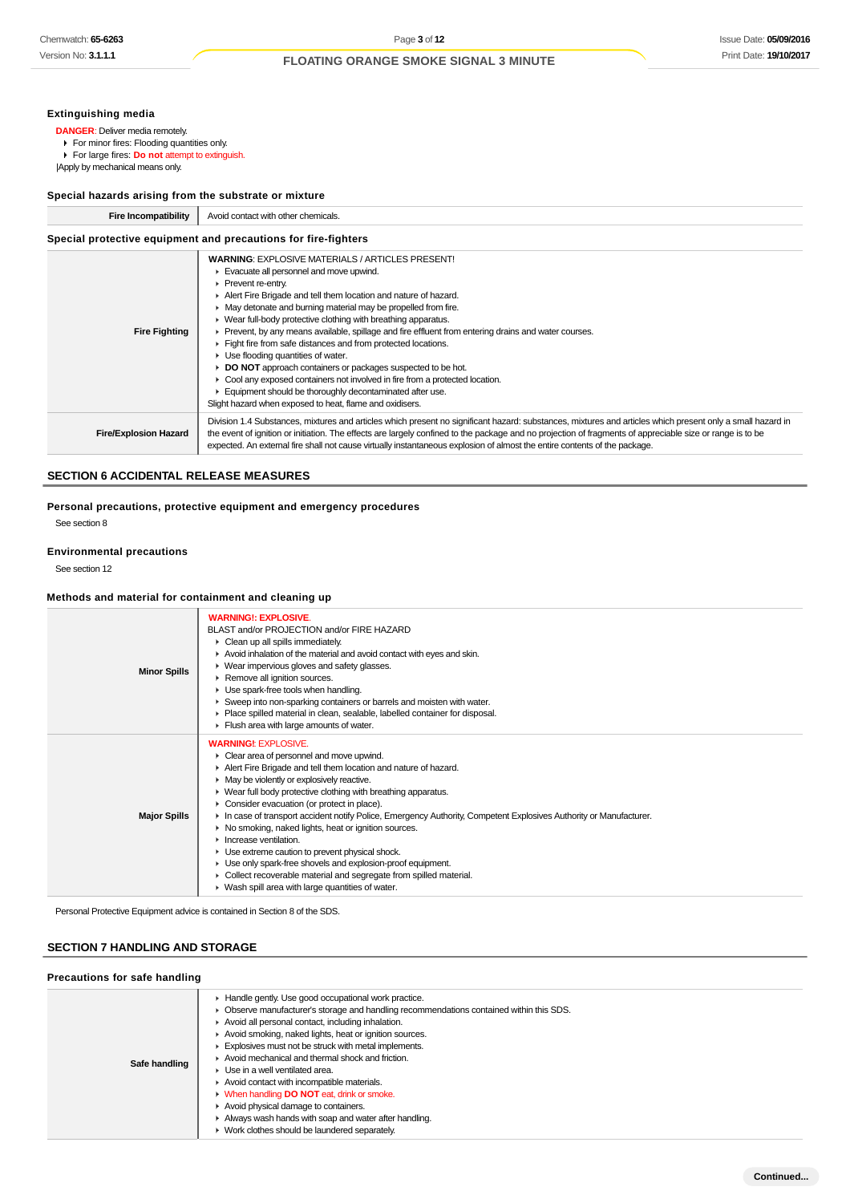### Extinguishing media

**DANGER**: Deliver media remotely.

- For minor fires: Flooding quantities only.
- For large fires: **Do not** attempt to extinguish.

|Apply by mechanical means only.

### Special hazards arising from the substrate or mixture

| | |
|---|---|
| **Fire Incompatibility** | Avoid contact with other chemicals. |

### Special protective equipment and precautions for fire-fighters

| | |
|---|---|
| **Fire Fighting** | **WARNING**: EXPLOSIVE MATERIALS / ARTICLES PRESENT!<br>- Evacuate all personnel and move upwind.<br>- Prevent re-entry.<br>- Alert Fire Brigade and tell them location and nature of hazard.<br>- May detonate and burning material may be propelled from fire.<br>- Wear full-body protective clothing with breathing apparatus.<br>- Prevent, by any means available, spillage and fire effluent from entering drains and water courses.<br>- Fight fire from safe distances and from protected locations.<br>- Use flooding quantities of water.<br>- **DO NOT** approach containers or packages suspected to be hot.<br>- Cool any exposed containers not involved in fire from a protected location.<br>- Equipment should be thoroughly decontaminated after use.<br>Slight hazard when exposed to heat, flame and oxidisers. |
| **Fire/Explosion Hazard** | Division 1.4 Substances, mixtures and articles which present no significant hazard: substances, mixtures and articles which present only a small hazard in the event of ignition or initiation. The effects are largely confined to the package and no projection of fragments of appreciable size or range is to be expected. An external fire shall not cause virtually instantaneous explosion of almost the entire contents of the package. |

## SECTION 6 ACCIDENTAL RELEASE MEASURES

### Personal precautions, protective equipment and emergency procedures

See section 8

### Environmental precautions

See section 12

### Methods and material for containment and cleaning up

| | |
|---|---|
| **Minor Spills** | **WARNING!: EXPLOSIVE.**<br>BLAST and/or PROJECTION and/or FIRE HAZARD<br>- Clean up all spills immediately.<br>- Avoid inhalation of the material and avoid contact with eyes and skin.<br>- Wear impervious gloves and safety glasses.<br>- Remove all ignition sources.<br>- Use spark-free tools when handling.<br>- Sweep into non-sparking containers or barrels and moisten with water.<br>- Place spilled material in clean, sealable, labelled container for disposal.<br>- Flush area with large amounts of water. |
| **Major Spills** | **WARNING!**: EXPLOSIVE.<br>- Clear area of personnel and move upwind.<br>- Alert Fire Brigade and tell them location and nature of hazard.<br>- May be violently or explosively reactive.<br>- Wear full body protective clothing with breathing apparatus.<br>- Consider evacuation (or protect in place).<br>- In case of transport accident notify Police, Emergency Authority, Competent Explosives Authority or Manufacturer.<br>- No smoking, naked lights, heat or ignition sources.<br>- Increase ventilation.<br>- Use extreme caution to prevent physical shock.<br>- Use only spark-free shovels and explosion-proof equipment.<br>- Collect recoverable material and segregate from spilled material.<br>- Wash spill area with large quantities of water. |

Personal Protective Equipment advice is contained in Section 8 of the SDS.

## SECTION 7 HANDLING AND STORAGE

### Precautions for safe handling

| | |
|---|---|
| **Safe handling** | - Handle gently. Use good occupational work practice.<br>- Observe manufacturer's storage and handling recommendations contained within this SDS.<br>- Avoid all personal contact, including inhalation.<br>- Avoid smoking, naked lights, heat or ignition sources.<br>- Explosives must not be struck with metal implements.<br>- Avoid mechanical and thermal shock and friction.<br>- Use in a well ventilated area.<br>- Avoid contact with incompatible materials.<br>- When handling **DO NOT** eat, drink or smoke.<br>- Avoid physical damage to containers.<br>- Always wash hands with soap and water after handling.<br>- Work clothes should be laundered separately. |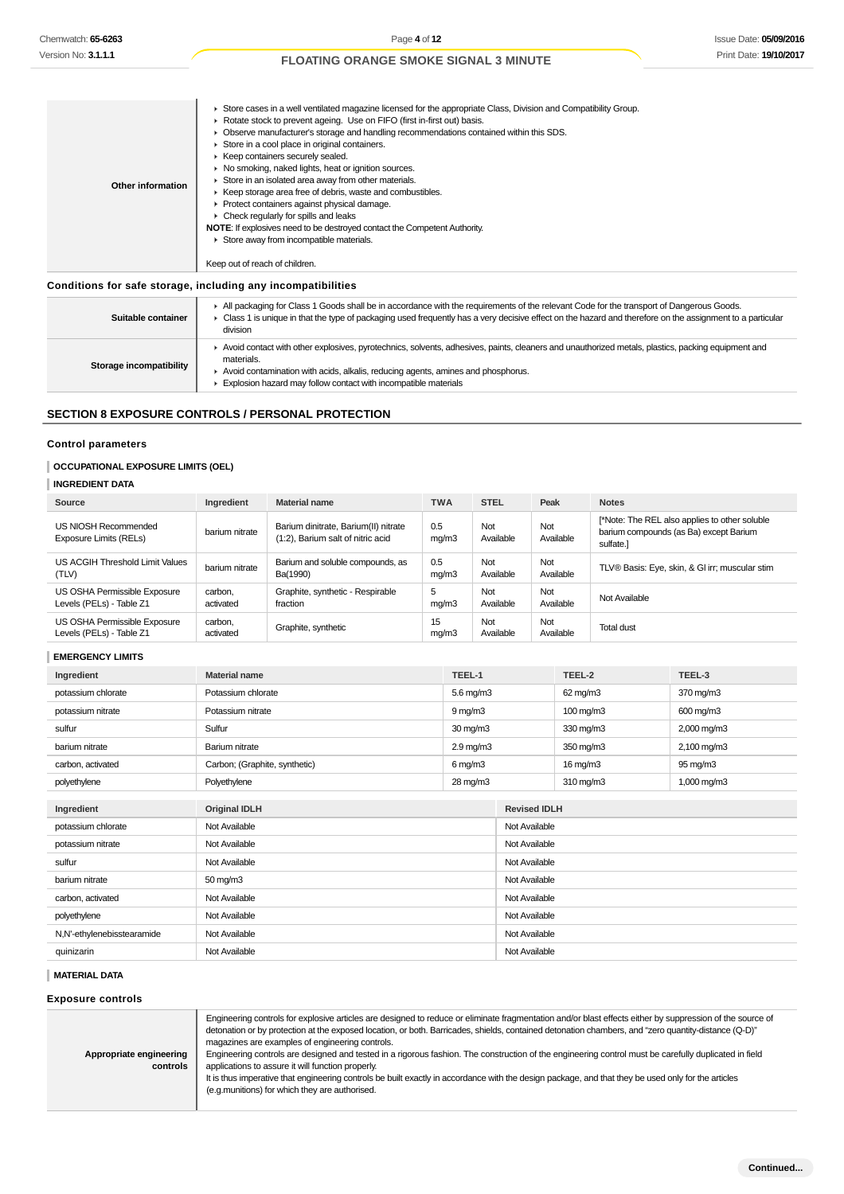| | |
|---|---|
| **Other information** | - Store cases in a well ventilated magazine licensed for the appropriate Class, Division and Compatibility Group.<br>- Rotate stock to prevent ageing. Use on FIFO (first in-first out) basis.<br>- Observe manufacturer's storage and handling recommendations contained within this SDS.<br>- Store in a cool place in original containers.<br>- Keep containers securely sealed.<br>- No smoking, naked lights, heat or ignition sources.<br>- Store in an isolated area away from other materials.<br>- Keep storage area free of debris, waste and combustibles.<br>- Protect containers against physical damage.<br>- Check regularly for spills and leaks<br>**NOTE**: If explosives need to be destroyed contact the Competent Authority.<br>- Store away from incompatible materials.<br><br>Keep out of reach of children. |

### Conditions for safe storage, including any incompatibilities

| | |
|---|---|
| **Suitable container** | - All packaging for Class 1 Goods shall be in accordance with the requirements of the relevant Code for the transport of Dangerous Goods.<br>- Class 1 is unique in that the type of packaging used frequently has a very decisive effect on the hazard and therefore on the assignment to a particular division |
| **Storage incompatibility** | - Avoid contact with other explosives, pyrotechnics, solvents, adhesives, paints, cleaners and unauthorized metals, plastics, packing equipment and materials.<br>- Avoid contamination with acids, alkalis, reducing agents, amines and phosphorus.<br>- Explosion hazard may follow contact with incompatible materials |

## SECTION 8 EXPOSURE CONTROLS / PERSONAL PROTECTION

### Control parameters

**OCCUPATIONAL EXPOSURE LIMITS (OEL)**

**INGREDIENT DATA**

| Source | Ingredient | Material name | TWA | STEL | Peak | Notes |
|---|---|---|---|---|---|---|
| US NIOSH Recommended Exposure Limits (RELs) | barium nitrate | Barium dinitrate, Barium(II) nitrate (1:2), Barium salt of nitric acid | 0.5 mg/m3 | Not Available | Not Available | [*Note: The REL also applies to other soluble barium compounds (as Ba) except Barium sulfate.] |
| US ACGIH Threshold Limit Values (TLV) | barium nitrate | Barium and soluble compounds, as Ba(1990) | 0.5 mg/m3 | Not Available | Not Available | TLV® Basis: Eye, skin, & GI irr; muscular stim |
| US OSHA Permissible Exposure Levels (PELs) - Table Z1 | carbon, activated | Graphite, synthetic - Respirable fraction | 5 mg/m3 | Not Available | Not Available | Not Available |
| US OSHA Permissible Exposure Levels (PELs) - Table Z1 | carbon, activated | Graphite, synthetic | 15 mg/m3 | Not Available | Not Available | Total dust |

**EMERGENCY LIMITS**

| Ingredient | Material name | TEEL-1 | TEEL-2 | TEEL-3 |
|---|---|---|---|---|
| potassium chlorate | Potassium chlorate | 5.6 mg/m3 | 62 mg/m3 | 370 mg/m3 |
| potassium nitrate | Potassium nitrate | 9 mg/m3 | 100 mg/m3 | 600 mg/m3 |
| sulfur | Sulfur | 30 mg/m3 | 330 mg/m3 | 2,000 mg/m3 |
| barium nitrate | Barium nitrate | 2.9 mg/m3 | 350 mg/m3 | 2,100 mg/m3 |
| carbon, activated | Carbon; (Graphite, synthetic) | 6 mg/m3 | 16 mg/m3 | 95 mg/m3 |
| polyethylene | Polyethylene | 28 mg/m3 | 310 mg/m3 | 1,000 mg/m3 |

| Ingredient | Original IDLH | Revised IDLH |
|---|---|---|
| potassium chlorate | Not Available | Not Available |
| potassium nitrate | Not Available | Not Available |
| sulfur | Not Available | Not Available |
| barium nitrate | 50 mg/m3 | Not Available |
| carbon, activated | Not Available | Not Available |
| polyethylene | Not Available | Not Available |
| N,N'-ethylenebisstearamide | Not Available | Not Available |
| quinizarin | Not Available | Not Available |

**MATERIAL DATA**

### Exposure controls

| | |
|---|---|
| **Appropriate engineering controls** | Engineering controls for explosive articles are designed to reduce or eliminate fragmentation and/or blast effects either by suppression of the source of detonation or by protection at the exposed location, or both. Barricades, shields, contained detonation chambers, and "zero quantity-distance (Q-D)" magazines are examples of engineering controls.<br>Engineering controls are designed and tested in a rigorous fashion. The construction of the engineering control must be carefully duplicated in field applications to assure it will function properly.<br>It is thus imperative that engineering controls be built exactly in accordance with the design package, and that they be used only for the articles (e.g.munitions) for which they are authorised. |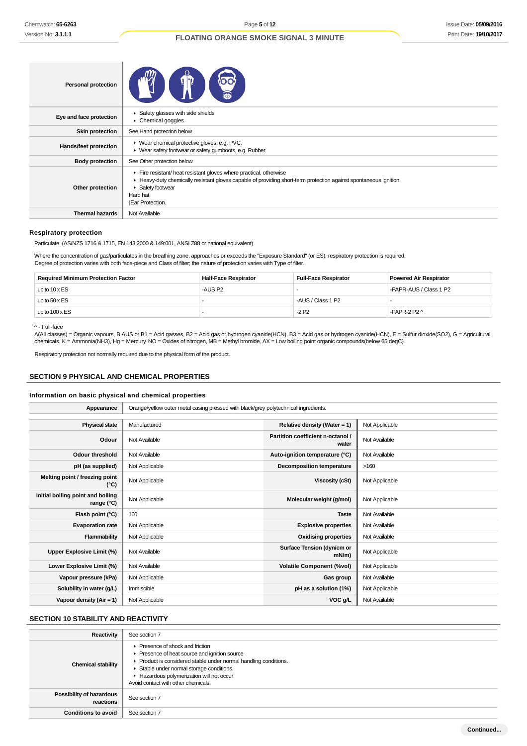| | |
|---|---|
| **Personal protection** | |
| **Eye and face protection** | ▸ Safety glasses with side shields<br>▸ Chemical goggles |
| **Skin protection** | See Hand protection below |
| **Hands/feet protection** | ▸ Wear chemical protective gloves, e.g. PVC.<br>▸ Wear safety footwear or safety gumboots, e.g. Rubber |
| **Body protection** | See Other protection below |
| **Other protection** | ▸ Fire resistant/ heat resistant gloves where practical, otherwise<br>▸ Heavy-duty chemically resistant gloves capable of providing short-term protection against spontaneous ignition.<br>▸ Safety footwear<br>Hard hat<br>\|Ear Protection. |
| **Thermal hazards** | Not Available |

### Respiratory protection

Particulate. (AS/NZS 1716 & 1715, EN 143:2000 & 149:001, ANSI Z88 or national equivalent)

Where the concentration of gas/particulates in the breathing zone, approaches or exceeds the "Exposure Standard" (or ES), respiratory protection is required.
Degree of protection varies with both face-piece and Class of filter; the nature of protection varies with Type of filter.

| Required Minimum Protection Factor | Half-Face Respirator | Full-Face Respirator | Powered Air Respirator |
|---|---|---|---|
| up to 10 x ES | -AUS P2 | - | -PAPR-AUS / Class 1 P2 |
| up to 50 x ES | - | -AUS / Class 1 P2 | - |
| up to 100 x ES | - | -2 P2 | -PAPR-2 P2 ^ |

^ - Full-face
A(All classes) = Organic vapours, B AUS or B1 = Acid gasses, B2 = Acid gas or hydrogen cyanide(HCN), B3 = Acid gas or hydrogen cyanide(HCN), E = Sulfur dioxide(SO2), G = Agricultural chemicals, K = Ammonia(NH3), Hg = Mercury, NO = Oxides of nitrogen, MB = Methyl bromide, AX = Low boiling point organic compounds(below 65 degC)

Respiratory protection not normally required due to the physical form of the product.

## SECTION 9 PHYSICAL AND CHEMICAL PROPERTIES

### Information on basic physical and chemical properties

| | | | |
|---|---|---|---|
| **Appearance** | Orange/yellow outer metal casing pressed with black/grey polytechnical ingredients. | | |
| **Physical state** | Manufactured | **Relative density (Water = 1)** | Not Applicable |
| **Odour** | Not Available | **Partition coefficient n-octanol / water** | Not Available |
| **Odour threshold** | Not Available | **Auto-ignition temperature (°C)** | Not Available |
| **pH (as supplied)** | Not Applicable | **Decomposition temperature** | >160 |
| **Melting point / freezing point (°C)** | Not Applicable | **Viscosity (cSt)** | Not Applicable |
| **Initial boiling point and boiling range (°C)** | Not Applicable | **Molecular weight (g/mol)** | Not Applicable |
| **Flash point (°C)** | 160 | **Taste** | Not Available |
| **Evaporation rate** | Not Applicable | **Explosive properties** | Not Available |
| **Flammability** | Not Applicable | **Oxidising properties** | Not Available |
| **Upper Explosive Limit (%)** | Not Available | **Surface Tension (dyn/cm or mN/m)** | Not Applicable |
| **Lower Explosive Limit (%)** | Not Available | **Volatile Component (%vol)** | Not Applicable |
| **Vapour pressure (kPa)** | Not Applicable | **Gas group** | Not Available |
| **Solubility in water (g/L)** | Immiscible | **pH as a solution (1%)** | Not Applicable |
| **Vapour density (Air = 1)** | Not Applicable | **VOC g/L** | Not Available |

## SECTION 10 STABILITY AND REACTIVITY

| | |
|---|---|
| **Reactivity** | See section 7 |
| **Chemical stability** | ▸ Presence of shock and friction<br>▸ Presence of heat source and ignition source<br>▸ Product is considered stable under normal handling conditions.<br>▸ Stable under normal storage conditions.<br>▸ Hazardous polymerization will not occur.<br>Avoid contact with other chemicals. |
| **Possibility of hazardous reactions** | See section 7 |
| **Conditions to avoid** | See section 7 |

Continued...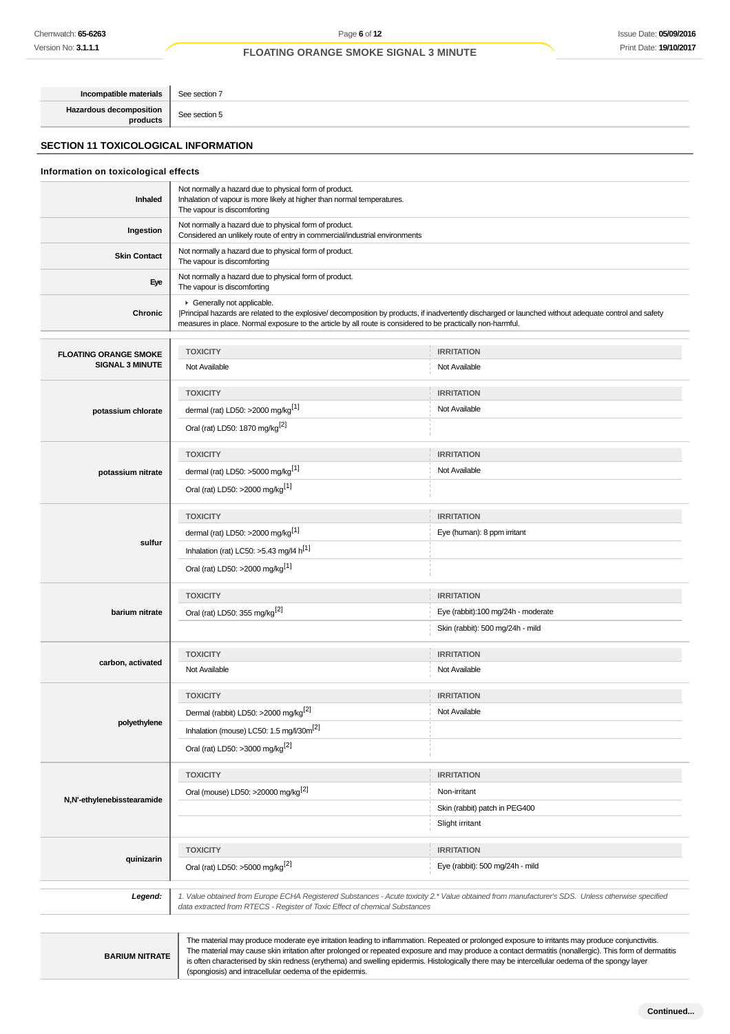| | |
|---|---|
| **Incompatible materials** | See section 7 |
| **Hazardous decomposition products** | See section 5 |

## SECTION 11 TOXICOLOGICAL INFORMATION

### Information on toxicological effects

| | |
|---|---|
| **Inhaled** | Not normally a hazard due to physical form of product.<br>Inhalation of vapour is more likely at higher than normal temperatures.<br>The vapour is discomforting |
| **Ingestion** | Not normally a hazard due to physical form of product.<br>Considered an unlikely route of entry in commercial/industrial environments |
| **Skin Contact** | Not normally a hazard due to physical form of product.<br>The vapour is discomforting |
| **Eye** | Not normally a hazard due to physical form of product.<br>The vapour is discomforting |
| **Chronic** | ▸ Generally not applicable.<br>\|Principal hazards are related to the explosive/ decomposition by products, if inadvertently discharged or launched without adequate control and safety measures in place. Normal exposure to the article by all route is considered to be practically non-harmful. |

| | TOXICITY | IRRITATION |
|---|---|---|
| **FLOATING ORANGE SMOKE SIGNAL 3 MINUTE** | Not Available | Not Available |
| **potassium chlorate** | dermal (rat) LD50: >2000 mg/kg[1] | Not Available |
| | Oral (rat) LD50: 1870 mg/kg[2] | |
| **potassium nitrate** | dermal (rat) LD50: >5000 mg/kg[1] | Not Available |
| | Oral (rat) LD50: >2000 mg/kg[1] | |
| **sulfur** | dermal (rat) LD50: >2000 mg/kg[1] | Eye (human): 8 ppm irritant |
| | Inhalation (rat) LC50: >5.43 mg/l4 h[1] | |
| | Oral (rat) LD50: >2000 mg/kg[1] | |
| **barium nitrate** | Oral (rat) LD50: 355 mg/kg[2] | Eye (rabbit):100 mg/24h - moderate |
| | | Skin (rabbit): 500 mg/24h - mild |
| **carbon, activated** | Not Available | Not Available |
| **polyethylene** | Dermal (rabbit) LD50: >2000 mg/kg[2] | Not Available |
| | Inhalation (mouse) LC50: 1.5 mg/l/30m[2] | |
| | Oral (rat) LD50: >3000 mg/kg[2] | |
| **N,N'-ethylenebisstearamide** | Oral (mouse) LD50: >20000 mg/kg[2] | Non-irritant |
| | | Skin (rabbit) patch in PEG400 |
| | | Slight irritant |
| **quinizarin** | Oral (rat) LD50: >5000 mg/kg[2] | Eye (rabbit): 500 mg/24h - mild |

| | |
|---|---|
| ***Legend:*** | *1. Value obtained from Europe ECHA Registered Substances - Acute toxicity 2.\* Value obtained from manufacturer's SDS. Unless otherwise specified data extracted from RTECS - Register of Toxic Effect of chemical Substances* |

| | |
|---|---|
| **BARIUM NITRATE** | The material may produce moderate eye irritation leading to inflammation. Repeated or prolonged exposure to irritants may produce conjunctivitis.<br>The material may cause skin irritation after prolonged or repeated exposure and may produce a contact dermatitis (nonallergic). This form of dermatitis is often characterised by skin redness (erythema) and swelling epidermis. Histologically there may be intercellular oedema of the spongy layer (spongiosis) and intracellular oedema of the epidermis. |

**Continued...**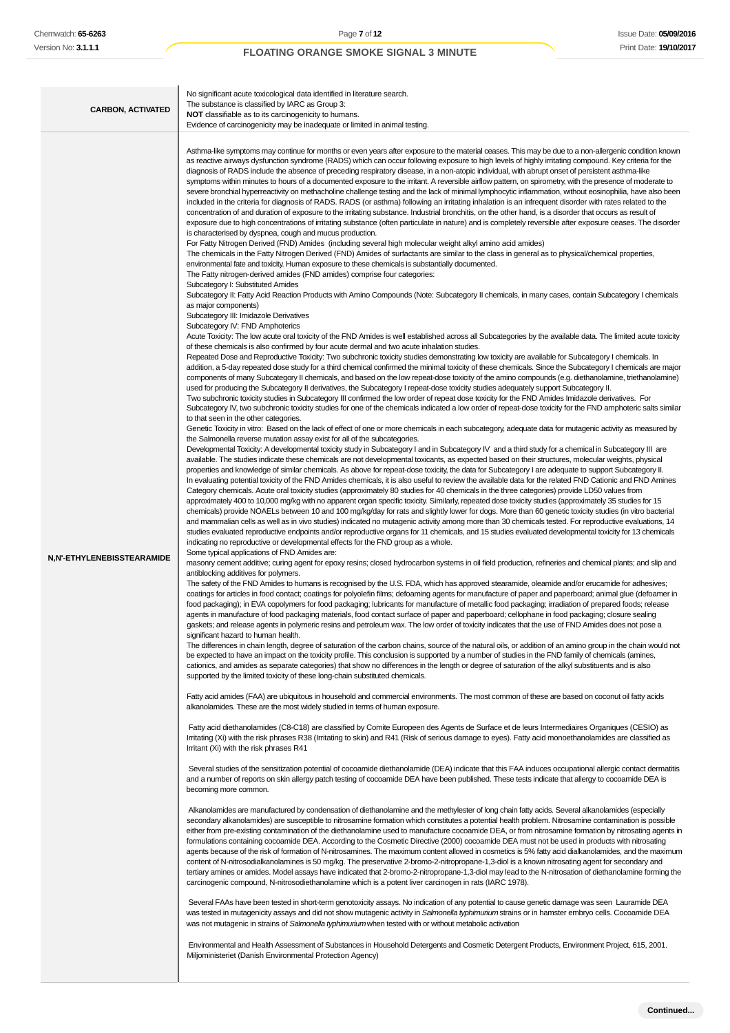| | |
|---|---|
| **CARBON, ACTIVATED** | No significant acute toxicological data identified in literature search.<br>The substance is classified by IARC as Group 3:<br>**NOT** classifiable as to its carcinogenicity to humans.<br>Evidence of carcinogenicity may be inadequate or limited in animal testing. |
| **N,N'-ETHYLENEBISSTEARAMIDE** | Asthma-like symptoms may continue for months or even years after exposure to the material ceases. This may be due to a non-allergenic condition known as reactive airways dysfunction syndrome (RADS) which can occur following exposure to high levels of highly irritating compound. Key criteria for the diagnosis of RADS include the absence of preceding respiratory disease, in a non-atopic individual, with abrupt onset of persistent asthma-like symptoms within minutes to hours of a documented exposure to the irritant. A reversible airflow pattern, on spirometry, with the presence of moderate to severe bronchial hyperreactivity on methacholine challenge testing and the lack of minimal lymphocytic inflammation, without eosinophilia, have also been included in the criteria for diagnosis of RADS. RADS (or asthma) following an irritating inhalation is an infrequent disorder with rates related to the concentration of and duration of exposure to the irritating substance. Industrial bronchitis, on the other hand, is a disorder that occurs as result of exposure due to high concentrations of irritating substance (often particulate in nature) and is completely reversible after exposure ceases. The disorder is characterised by dyspnea, cough and mucus production.<br>For Fatty Nitrogen Derived (FND) Amides (including several high molecular weight alkyl amino acid amides)<br>The chemicals in the Fatty Nitrogen Derived (FND) Amides of surfactants are similar to the class in general as to physical/chemical properties, environmental fate and toxicity. Human exposure to these chemicals is substantially documented.<br>The Fatty nitrogen-derived amides (FND amides) comprise four categories:<br>Subcategory I: Substituted Amides<br>Subcategory II: Fatty Acid Reaction Products with Amino Compounds (Note: Subcategory II chemicals, in many cases, contain Subcategory I chemicals as major components)<br>Subcategory III: Imidazole Derivatives<br>Subcategory IV: FND Amphoterics<br>Acute Toxicity: The low acute oral toxicity of the FND Amides is well established across all Subcategories by the available data. The limited acute toxicity of these chemicals is also confirmed by four acute dermal and two acute inhalation studies.<br>Repeated Dose and Reproductive Toxicity: Two subchronic toxicity studies demonstrating low toxicity are available for Subcategory I chemicals. In addition, a 5-day repeated dose study for a third chemical confirmed the minimal toxicity of these chemicals. Since the Subcategory I chemicals are major components of many Subcategory II chemicals, and based on the low repeat-dose toxicity of the amino compounds (e.g. diethanolamine, triethanolamine) used for producing the Subcategory II derivatives, the Subcategory I repeat-dose toxicity studies adequately support Subcategory II.<br>Two subchronic toxicity studies in Subcategory III confirmed the low order of repeat dose toxicity for the FND Amides Imidazole derivatives. For Subcategory IV, two subchronic toxicity studies for one of the chemicals indicated a low order of repeat-dose toxicity for the FND amphoteric salts similar to that seen in the other categories.<br>Genetic Toxicity in vitro: Based on the lack of effect of one or more chemicals in each subcategory, adequate data for mutagenic activity as measured by the Salmonella reverse mutation assay exist for all of the subcategories.<br>Developmental Toxicity: A developmental toxicity study in Subcategory I and in Subcategory IV and a third study for a chemical in Subcategory III are available. The studies indicate these chemicals are not developmental toxicants, as expected based on their structures, molecular weights, physical properties and knowledge of similar chemicals. As above for repeat-dose toxicity, the data for Subcategory I are adequate to support Subcategory II.<br>In evaluating potential toxicity of the FND Amides chemicals, it is also useful to review the available data for the related FND Cationic and FND Amines Category chemicals. Acute oral toxicity studies (approximately 80 studies for 40 chemicals in the three categories) provide LD50 values from approximately 400 to 10,000 mg/kg with no apparent organ specific toxicity. Similarly, repeated dose toxicity studies (approximately 35 studies for 15 chemicals) provide NOAELs between 10 and 100 mg/kg/day for rats and slightly lower for dogs. More than 60 genetic toxicity studies (in vitro bacterial and mammalian cells as well as in vivo studies) indicated no mutagenic activity among more than 30 chemicals tested. For reproductive evaluations, 14 studies evaluated reproductive endpoints and/or reproductive organs for 11 chemicals, and 15 studies evaluated developmental toxicity for 13 chemicals indicating no reproductive or developmental effects for the FND group as a whole.<br>Some typical applications of FND Amides are:<br>masonry cement additive; curing agent for epoxy resins; closed hydrocarbon systems in oil field production, refineries and chemical plants; and slip and antiblocking additives for polymers.<br>The safety of the FND Amides to humans is recognised by the U.S. FDA, which has approved stearamide, oleamide and/or erucamide for adhesives; coatings for articles in food contact; coatings for polyolefin films; defoaming agents for manufacture of paper and paperboard; animal glue (defoamer in food packaging); in EVA copolymers for food packaging; lubricants for manufacture of metallic food packaging; irradiation of prepared foods; release agents in manufacture of food packaging materials, food contact surface of paper and paperboard; cellophane in food packaging; closure sealing gaskets; and release agents in polymeric resins and petroleum wax. The low order of toxicity indicates that the use of FND Amides does not pose a significant hazard to human health.<br>The differences in chain length, degree of saturation of the carbon chains, source of the natural oils, or addition of an amino group in the chain would not be expected to have an impact on the toxicity profile. This conclusion is supported by a number of studies in the FND family of chemicals (amines, cationics, and amides as separate categories) that show no differences in the length or degree of saturation of the alkyl substituents and is also supported by the limited toxicity of these long-chain substituted chemicals.<br><br>Fatty acid amides (FAA) are ubiquitous in household and commercial environments. The most common of these are based on coconut oil fatty acids alkanolamides. These are the most widely studied in terms of human exposure.<br><br>Fatty acid diethanolamides (C8-C18) are classified by Comite Europeen des Agents de Surface et de leurs Intermediaires Organiques (CESIO) as Irritating (Xi) with the risk phrases R38 (Irritating to skin) and R41 (Risk of serious damage to eyes). Fatty acid monoethanolamides are classified as Irritant (Xi) with the risk phrases R41<br><br>Several studies of the sensitization potential of cocoamide diethanolamide (DEA) indicate that this FAA induces occupational allergic contact dermatitis and a number of reports on skin allergy patch testing of cocoamide DEA have been published. These tests indicate that allergy to cocoamide DEA is becoming more common.<br><br>Alkanolamides are manufactured by condensation of diethanolamine and the methylester of long chain fatty acids. Several alkanolamides (especially secondary alkanolamides) are susceptible to nitrosamine formation which constitutes a potential health problem. Nitrosamine contamination is possible either from pre-existing contamination of the diethanolamine used to manufacture cocoamide DEA, or from nitrosamine formation by nitrosating agents in formulations containing cocoamide DEA. According to the Cosmetic Directive (2000) cocoamide DEA must not be used in products with nitrosating agents because of the risk of formation of N-nitrosamines. The maximum content allowed in cosmetics is 5% fatty acid dialkanolamides, and the maximum content of N-nitrosodialkanolamines is 50 mg/kg. The preservative 2-bromo-2-nitropropane-1,3-diol is a known nitrosating agent for secondary and tertiary amines or amides. Model assays have indicated that 2-bromo-2-nitropropane-1,3-diol may lead to the N-nitrosation of diethanolamine forming the carcinogenic compound, N-nitrosodiethanolamine which is a potent liver carcinogen in rats (IARC 1978).<br><br>Several FAAs have been tested in short-term genotoxicity assays. No indication of any potential to cause genetic damage was seen Lauramide DEA was tested in mutagenicity assays and did not show mutagenic activity in *Salmonella typhimurium* strains or in hamster embryo cells. Cocoamide DEA was not mutagenic in strains of *Salmonella typhimurium* when tested with or without metabolic activation<br><br>Environmental and Health Assessment of Substances in Household Detergents and Cosmetic Detergent Products, Environment Project, 615, 2001. Miljoministeriet (Danish Environmental Protection Agency) |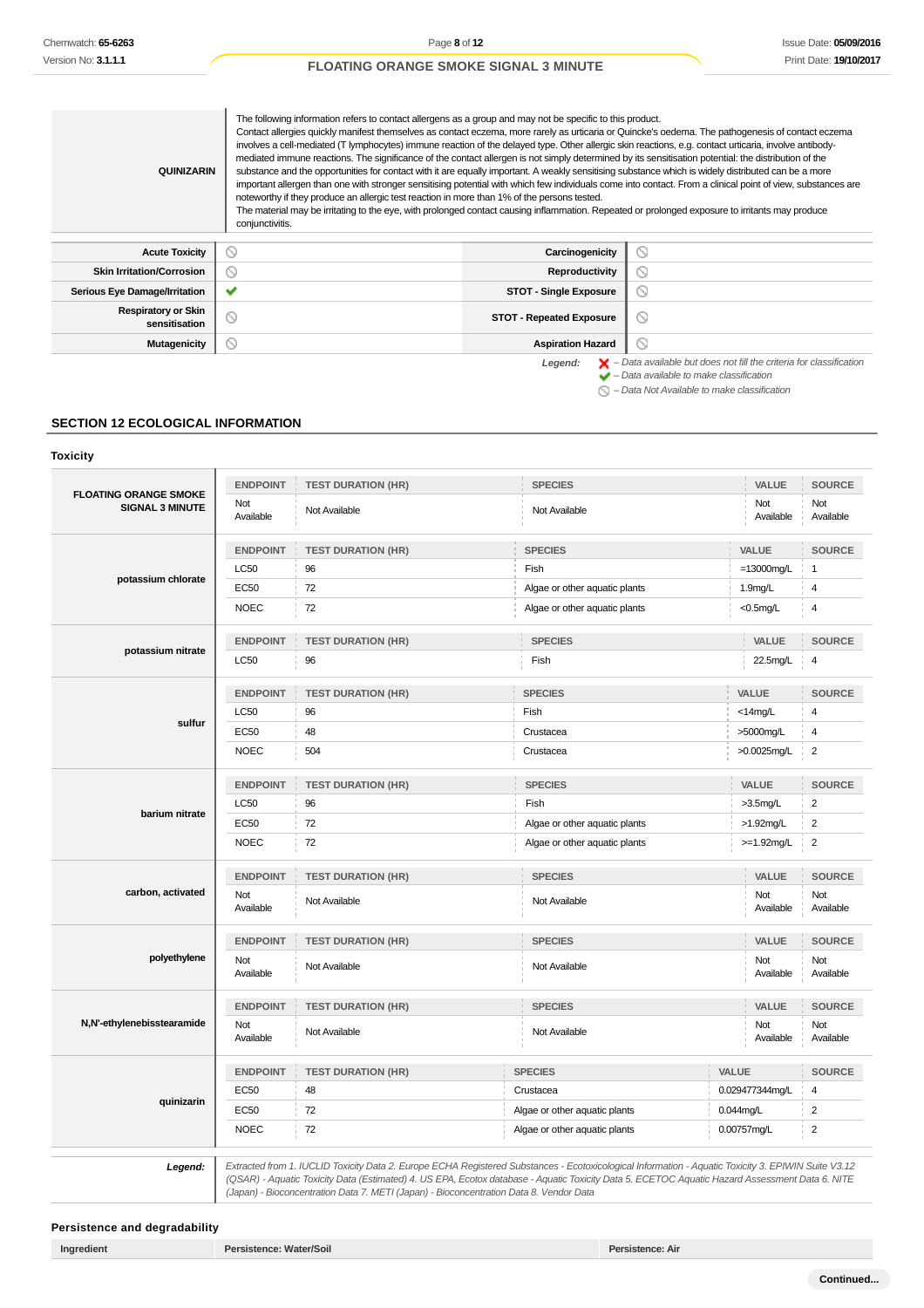| | |
|---|---|
| **QUINIZARIN** | The following information refers to contact allergens as a group and may not be specific to this product.<br>Contact allergies quickly manifest themselves as contact eczema, more rarely as urticaria or Quincke's oedema. The pathogenesis of contact eczema involves a cell-mediated (T lymphocytes) immune reaction of the delayed type. Other allergic skin reactions, e.g. contact urticaria, involve antibody-mediated immune reactions. The significance of the contact allergen is not simply determined by its sensitisation potential: the distribution of the substance and the opportunities for contact with it are equally important. A weakly sensitising substance which is widely distributed can be a more important allergen than one with stronger sensitising potential with which few individuals come into contact. From a clinical point of view, substances are noteworthy if they produce an allergic test reaction in more than 1% of the persons tested.<br>The material may be irritating to the eye, with prolonged contact causing inflammation. Repeated or prolonged exposure to irritants may produce conjunctivitis. |

| | | | |
|---|---|---|---|
| **Acute Toxicity** | ⃠ | **Carcinogenicity** | ⃠ |
| **Skin Irritation/Corrosion** | ⃠ | **Reproductivity** | ⃠ |
| **Serious Eye Damage/Irritation** | ✔ | **STOT - Single Exposure** | ⃠ |
| **Respiratory or Skin sensitisation** | ⃠ | **STOT - Repeated Exposure** | ⃠ |
| **Mutagenicity** | ⃠ | **Aspiration Hazard** | ⃠ |

*Legend:* ✘ *– Data available but does not fill the criteria for classification*
✔ *– Data available to make classification*
⃠ *– Data Not Available to make classification*

## SECTION 12 ECOLOGICAL INFORMATION

### Toxicity

| | ENDPOINT | TEST DURATION (HR) | SPECIES | VALUE | SOURCE |
|---|---|---|---|---|---|
| **FLOATING ORANGE SMOKE SIGNAL 3 MINUTE** | Not Available | Not Available | Not Available | Not Available | Not Available |

| | ENDPOINT | TEST DURATION (HR) | SPECIES | VALUE | SOURCE |
|---|---|---|---|---|---|
| **potassium chlorate** | LC50 | 96 | Fish | =13000mg/L | 1 |
| | EC50 | 72 | Algae or other aquatic plants | 1.9mg/L | 4 |
| | NOEC | 72 | Algae or other aquatic plants | <0.5mg/L | 4 |

| | ENDPOINT | TEST DURATION (HR) | SPECIES | VALUE | SOURCE |
|---|---|---|---|---|---|
| **potassium nitrate** | LC50 | 96 | Fish | 22.5mg/L | 4 |

| | ENDPOINT | TEST DURATION (HR) | SPECIES | VALUE | SOURCE |
|---|---|---|---|---|---|
| **sulfur** | LC50 | 96 | Fish | <14mg/L | 4 |
| | EC50 | 48 | Crustacea | >5000mg/L | 4 |
| | NOEC | 504 | Crustacea | >0.0025mg/L | 2 |

| | ENDPOINT | TEST DURATION (HR) | SPECIES | VALUE | SOURCE |
|---|---|---|---|---|---|
| **barium nitrate** | LC50 | 96 | Fish | >3.5mg/L | 2 |
| | EC50 | 72 | Algae or other aquatic plants | >1.92mg/L | 2 |
| | NOEC | 72 | Algae or other aquatic plants | >=1.92mg/L | 2 |

| | ENDPOINT | TEST DURATION (HR) | SPECIES | VALUE | SOURCE |
|---|---|---|---|---|---|
| **carbon, activated** | Not Available | Not Available | Not Available | Not Available | Not Available |

| | ENDPOINT | TEST DURATION (HR) | SPECIES | VALUE | SOURCE |
|---|---|---|---|---|---|
| **polyethylene** | Not Available | Not Available | Not Available | Not Available | Not Available |

| | ENDPOINT | TEST DURATION (HR) | SPECIES | VALUE | SOURCE |
|---|---|---|---|---|---|
| **N,N'-ethylenebisstearamide** | Not Available | Not Available | Not Available | Not Available | Not Available |

| | ENDPOINT | TEST DURATION (HR) | SPECIES | VALUE | SOURCE |
|---|---|---|---|---|---|
| **quinizarin** | EC50 | 48 | Crustacea | 0.029477344mg/L | 4 |
| | EC50 | 72 | Algae or other aquatic plants | 0.044mg/L | 2 |
| | NOEC | 72 | Algae or other aquatic plants | 0.00757mg/L | 2 |

***Legend:*** *Extracted from 1. IUCLID Toxicity Data 2. Europe ECHA Registered Substances - Ecotoxicological Information - Aquatic Toxicity 3. EPIWIN Suite V3.12 (QSAR) - Aquatic Toxicity Data (Estimated) 4. US EPA, Ecotox database - Aquatic Toxicity Data 5. ECETOC Aquatic Hazard Assessment Data 6. NITE (Japan) - Bioconcentration Data 7. METI (Japan) - Bioconcentration Data 8. Vendor Data*

### Persistence and degradability

| Ingredient | Persistence: Water/Soil | Persistence: Air |
|---|---|---|

Continued...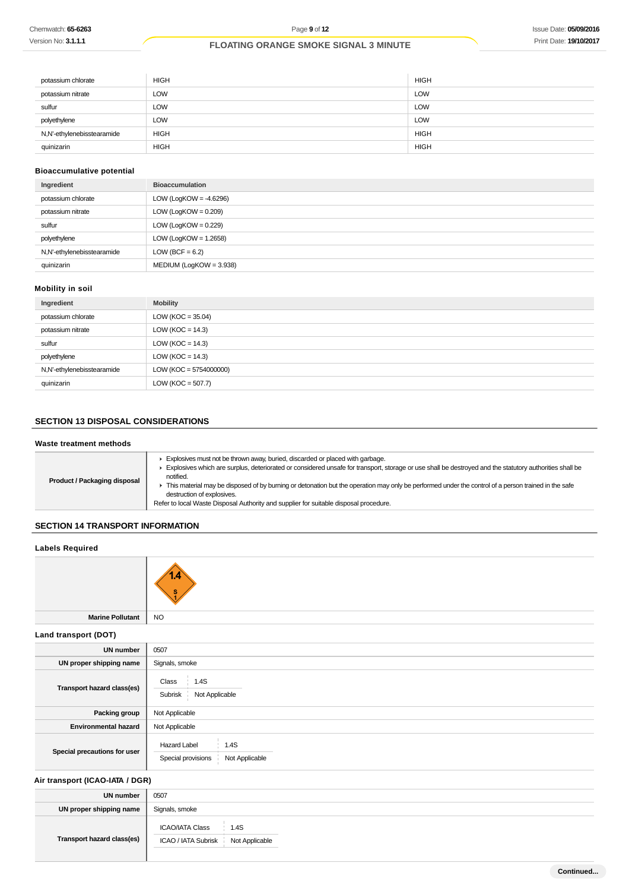| | | |
|---|---|---|
| potassium chlorate | HIGH | HIGH |
| potassium nitrate | LOW | LOW |
| sulfur | LOW | LOW |
| polyethylene | LOW | LOW |
| N,N'-ethylenebisstearamide | HIGH | HIGH |
| quinizarin | HIGH | HIGH |

### Bioaccumulative potential

| Ingredient | Bioaccumulation |
|---|---|
| potassium chlorate | LOW (LogKOW = -4.6296) |
| potassium nitrate | LOW (LogKOW = 0.209) |
| sulfur | LOW (LogKOW = 0.229) |
| polyethylene | LOW (LogKOW = 1.2658) |
| N,N'-ethylenebisstearamide | LOW (BCF = 6.2) |
| quinizarin | MEDIUM (LogKOW = 3.938) |

### Mobility in soil

| Ingredient | Mobility |
|---|---|
| potassium chlorate | LOW (KOC = 35.04) |
| potassium nitrate | LOW (KOC = 14.3) |
| sulfur | LOW (KOC = 14.3) |
| polyethylene | LOW (KOC = 14.3) |
| N,N'-ethylenebisstearamide | LOW (KOC = 5754000000) |
| quinizarin | LOW (KOC = 507.7) |

## SECTION 13 DISPOSAL CONSIDERATIONS

### Waste treatment methods

| | |
|---|---|
| **Product / Packaging disposal** | ▸ Explosives must not be thrown away, buried, discarded or placed with garbage.<br>▸ Explosives which are surplus, deteriorated or considered unsafe for transport, storage or use shall be destroyed and the statutory authorities shall be notified.<br>▸ This material may be disposed of by burning or detonation but the operation may only be performed under the control of a person trained in the safe destruction of explosives.<br>Refer to local Waste Disposal Authority and supplier for suitable disposal procedure. |

## SECTION 14 TRANSPORT INFORMATION

### Labels Required

| | |
|---|---|
| | 1.4 S 1 |
| **Marine Pollutant** | NO |

### Land transport (DOT)

| | |
|---|---|
| **UN number** | 0507 |
| **UN proper shipping name** | Signals, smoke |
| **Transport hazard class(es)** | Class: 1.4S<br>Subrisk: Not Applicable |
| **Packing group** | Not Applicable |
| **Environmental hazard** | Not Applicable |
| **Special precautions for user** | Hazard Label: 1.4S<br>Special provisions: Not Applicable |

### Air transport (ICAO-IATA / DGR)

| | |
|---|---|
| **UN number** | 0507 |
| **UN proper shipping name** | Signals, smoke |
| **Transport hazard class(es)** | ICAO/IATA Class: 1.4S<br>ICAO / IATA Subrisk: Not Applicable |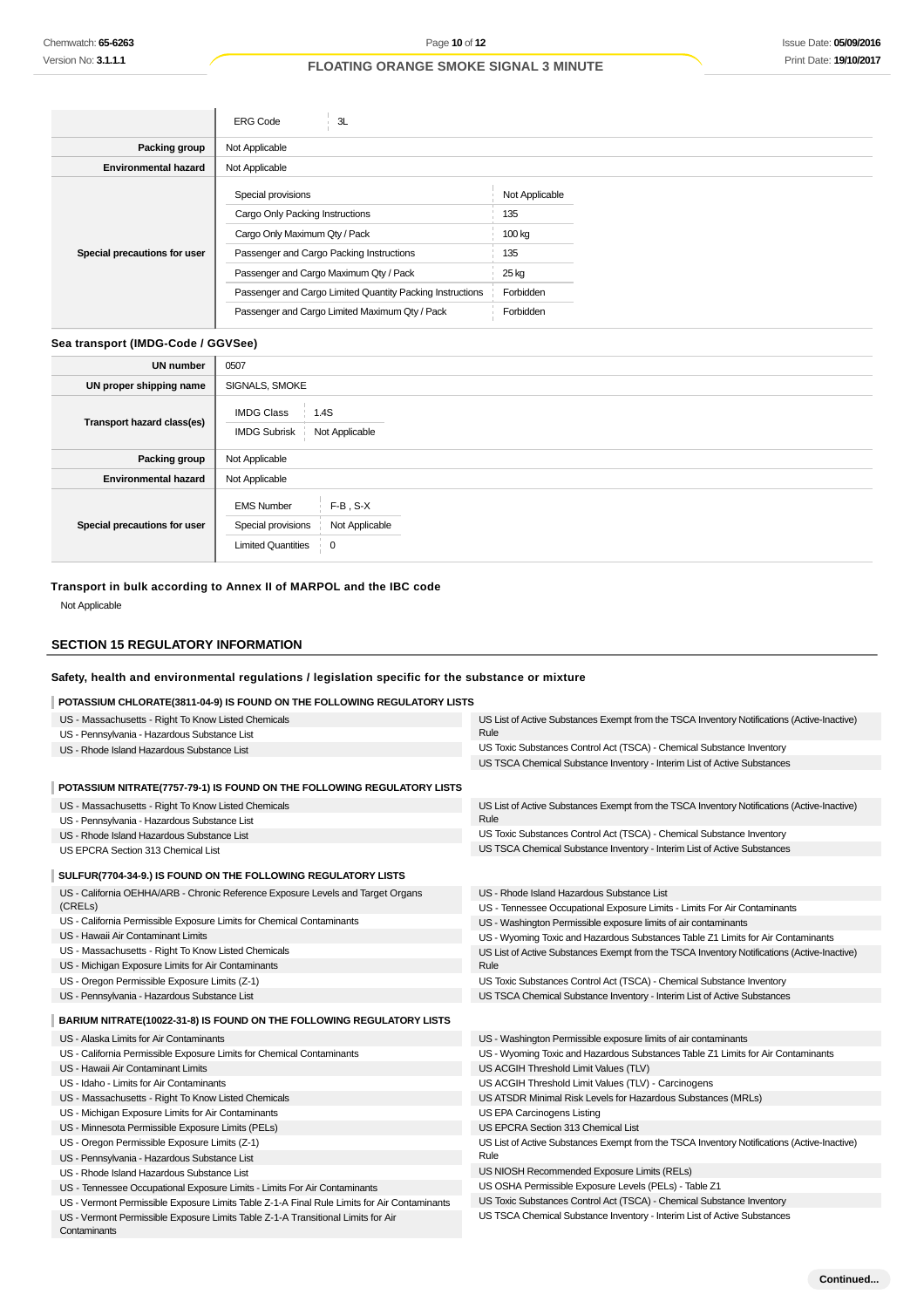| | |
|---|---|
| | ERG Code: 3L |
| **Packing group** | Not Applicable |
| **Environmental hazard** | Not Applicable |
| **Special precautions for user** | Special provisions: Not Applicable<br>Cargo Only Packing Instructions: 135<br>Cargo Only Maximum Qty / Pack: 100 kg<br>Passenger and Cargo Packing Instructions: 135<br>Passenger and Cargo Maximum Qty / Pack: 25 kg<br>Passenger and Cargo Limited Quantity Packing Instructions: Forbidden<br>Passenger and Cargo Limited Maximum Qty / Pack: Forbidden |

### Sea transport (IMDG-Code / GGVSee)

| | |
|---|---|
| **UN number** | 0507 |
| **UN proper shipping name** | SIGNALS, SMOKE |
| **Transport hazard class(es)** | IMDG Class: 1.4S<br>IMDG Subrisk: Not Applicable |
| **Packing group** | Not Applicable |
| **Environmental hazard** | Not Applicable |
| **Special precautions for user** | EMS Number: F-B , S-X<br>Special provisions: Not Applicable<br>Limited Quantities: 0 |

### Transport in bulk according to Annex II of MARPOL and the IBC code

Not Applicable

## SECTION 15 REGULATORY INFORMATION

### Safety, health and environmental regulations / legislation specific for the substance or mixture

**POTASSIUM CHLORATE(3811-04-9) IS FOUND ON THE FOLLOWING REGULATORY LISTS**

- US - Massachusetts - Right To Know Listed Chemicals
- US - Pennsylvania - Hazardous Substance List
- US - Rhode Island Hazardous Substance List
- US List of Active Substances Exempt from the TSCA Inventory Notifications (Active-Inactive) Rule
- US Toxic Substances Control Act (TSCA) - Chemical Substance Inventory
- US TSCA Chemical Substance Inventory - Interim List of Active Substances

**POTASSIUM NITRATE(7757-79-1) IS FOUND ON THE FOLLOWING REGULATORY LISTS**

- US - Massachusetts - Right To Know Listed Chemicals
- US - Pennsylvania - Hazardous Substance List
- US - Rhode Island Hazardous Substance List
- US EPCRA Section 313 Chemical List
- US List of Active Substances Exempt from the TSCA Inventory Notifications (Active-Inactive) Rule
- US Toxic Substances Control Act (TSCA) - Chemical Substance Inventory
- US TSCA Chemical Substance Inventory - Interim List of Active Substances

**SULFUR(7704-34-9.) IS FOUND ON THE FOLLOWING REGULATORY LISTS**

- US - California OEHHA/ARB - Chronic Reference Exposure Levels and Target Organs (CRELs)
- US - California Permissible Exposure Limits for Chemical Contaminants
- US - Hawaii Air Contaminant Limits
- US - Massachusetts - Right To Know Listed Chemicals
- US - Michigan Exposure Limits for Air Contaminants
- US - Oregon Permissible Exposure Limits (Z-1)
- US - Pennsylvania - Hazardous Substance List
- US - Rhode Island Hazardous Substance List
- US - Tennessee Occupational Exposure Limits - Limits For Air Contaminants
- US - Washington Permissible exposure limits of air contaminants
- US - Wyoming Toxic and Hazardous Substances Table Z1 Limits for Air Contaminants
- US List of Active Substances Exempt from the TSCA Inventory Notifications (Active-Inactive) Rule
- US Toxic Substances Control Act (TSCA) - Chemical Substance Inventory
- US TSCA Chemical Substance Inventory - Interim List of Active Substances

**BARIUM NITRATE(10022-31-8) IS FOUND ON THE FOLLOWING REGULATORY LISTS**

- US - Alaska Limits for Air Contaminants
- US - California Permissible Exposure Limits for Chemical Contaminants
- US - Hawaii Air Contaminant Limits
- US - Idaho - Limits for Air Contaminants
- US - Massachusetts - Right To Know Listed Chemicals
- US - Michigan Exposure Limits for Air Contaminants
- US - Minnesota Permissible Exposure Limits (PELs)
- US - Oregon Permissible Exposure Limits (Z-1)
- US - Pennsylvania - Hazardous Substance List
- US - Rhode Island Hazardous Substance List
- US - Tennessee Occupational Exposure Limits - Limits For Air Contaminants
- US - Vermont Permissible Exposure Limits Table Z-1-A Final Rule Limits for Air Contaminants
- US - Vermont Permissible Exposure Limits Table Z-1-A Transitional Limits for Air Contaminants
- US - Washington Permissible exposure limits of air contaminants
- US - Wyoming Toxic and Hazardous Substances Table Z1 Limits for Air Contaminants
- US ACGIH Threshold Limit Values (TLV)
- US ACGIH Threshold Limit Values (TLV) - Carcinogens
- US ATSDR Minimal Risk Levels for Hazardous Substances (MRLs)
- US EPA Carcinogens Listing
- US EPCRA Section 313 Chemical List
- US List of Active Substances Exempt from the TSCA Inventory Notifications (Active-Inactive) Rule
- US NIOSH Recommended Exposure Limits (RELs)
- US OSHA Permissible Exposure Levels (PELs) - Table Z1
- US Toxic Substances Control Act (TSCA) - Chemical Substance Inventory
- US TSCA Chemical Substance Inventory - Interim List of Active Substances

Continued...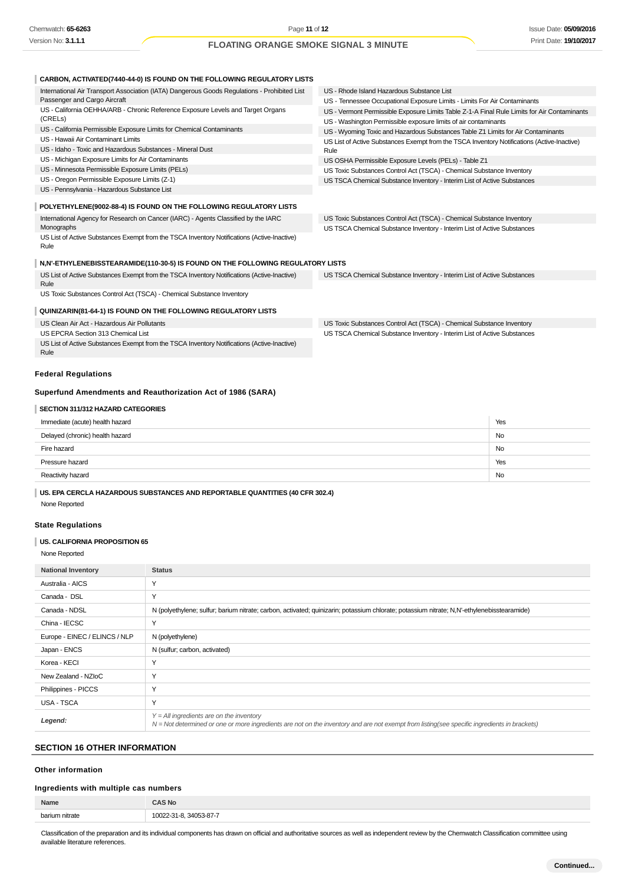### CARBON, ACTIVATED(7440-44-0) IS FOUND ON THE FOLLOWING REGULATORY LISTS

- International Air Transport Association (IATA) Dangerous Goods Regulations - Prohibited List Passenger and Cargo Aircraft
- US - California OEHHA/ARB - Chronic Reference Exposure Levels and Target Organs (CRELs)
- US - California Permissible Exposure Limits for Chemical Contaminants
- US - Hawaii Air Contaminant Limits
- US - Idaho - Toxic and Hazardous Substances - Mineral Dust
- US - Michigan Exposure Limits for Air Contaminants
- US - Minnesota Permissible Exposure Limits (PELs)
- US - Oregon Permissible Exposure Limits (Z-1)
- US - Pennsylvania - Hazardous Substance List
- US - Rhode Island Hazardous Substance List
- US - Tennessee Occupational Exposure Limits - Limits For Air Contaminants
- US - Vermont Permissible Exposure Limits Table Z-1-A Final Rule Limits for Air Contaminants
- US - Washington Permissible exposure limits of air contaminants
- US - Wyoming Toxic and Hazardous Substances Table Z1 Limits for Air Contaminants
- US List of Active Substances Exempt from the TSCA Inventory Notifications (Active-Inactive) Rule
- US OSHA Permissible Exposure Levels (PELs) - Table Z1
- US Toxic Substances Control Act (TSCA) - Chemical Substance Inventory
- US TSCA Chemical Substance Inventory - Interim List of Active Substances

### POLYETHYLENE(9002-88-4) IS FOUND ON THE FOLLOWING REGULATORY LISTS

- International Agency for Research on Cancer (IARC) - Agents Classified by the IARC Monographs
- US List of Active Substances Exempt from the TSCA Inventory Notifications (Active-Inactive) Rule
- US Toxic Substances Control Act (TSCA) - Chemical Substance Inventory
- US TSCA Chemical Substance Inventory - Interim List of Active Substances

### N,N'-ETHYLENEBISSTEARAMIDE(110-30-5) IS FOUND ON THE FOLLOWING REGULATORY LISTS

- US List of Active Substances Exempt from the TSCA Inventory Notifications (Active-Inactive) Rule
- US Toxic Substances Control Act (TSCA) - Chemical Substance Inventory
- US TSCA Chemical Substance Inventory - Interim List of Active Substances

### QUINIZARIN(81-64-1) IS FOUND ON THE FOLLOWING REGULATORY LISTS

- US Clean Air Act - Hazardous Air Pollutants
- US EPCRA Section 313 Chemical List
- US List of Active Substances Exempt from the TSCA Inventory Notifications (Active-Inactive) Rule
- US Toxic Substances Control Act (TSCA) - Chemical Substance Inventory
- US TSCA Chemical Substance Inventory - Interim List of Active Substances

## Federal Regulations

## Superfund Amendments and Reauthorization Act of 1986 (SARA)

### SECTION 311/312 HAZARD CATEGORIES

| | |
|---|---|
| Immediate (acute) health hazard | Yes |
| Delayed (chronic) health hazard | No |
| Fire hazard | No |
| Pressure hazard | Yes |
| Reactivity hazard | No |

### US. EPA CERCLA HAZARDOUS SUBSTANCES AND REPORTABLE QUANTITIES (40 CFR 302.4)

None Reported

## State Regulations

### US. CALIFORNIA PROPOSITION 65

None Reported

| National Inventory | Status |
|---|---|
| Australia - AICS | Y |
| Canada - DSL | Y |
| Canada - NDSL | N (polyethylene; sulfur; barium nitrate; carbon, activated; quinizarin; potassium chlorate; potassium nitrate; N,N'-ethylenebisstearamide) |
| China - IECSC | Y |
| Europe - EINEC / ELINCS / NLP | N (polyethylene) |
| Japan - ENCS | N (sulfur; carbon, activated) |
| Korea - KECI | Y |
| New Zealand - NZIoC | Y |
| Philippines - PICCS | Y |
| USA - TSCA | Y |
| ***Legend:*** | *Y = All ingredients are on the inventory*<br>*N = Not determined or one or more ingredients are not on the inventory and are not exempt from listing(see specific ingredients in brackets)* |

# SECTION 16 OTHER INFORMATION

## Other information

## Ingredients with multiple cas numbers

| Name | CAS No |
|---|---|
| barium nitrate | 10022-31-8, 34053-87-7 |

Classification of the preparation and its individual components has drawn on official and authoritative sources as well as independent review by the Chemwatch Classification committee using available literature references.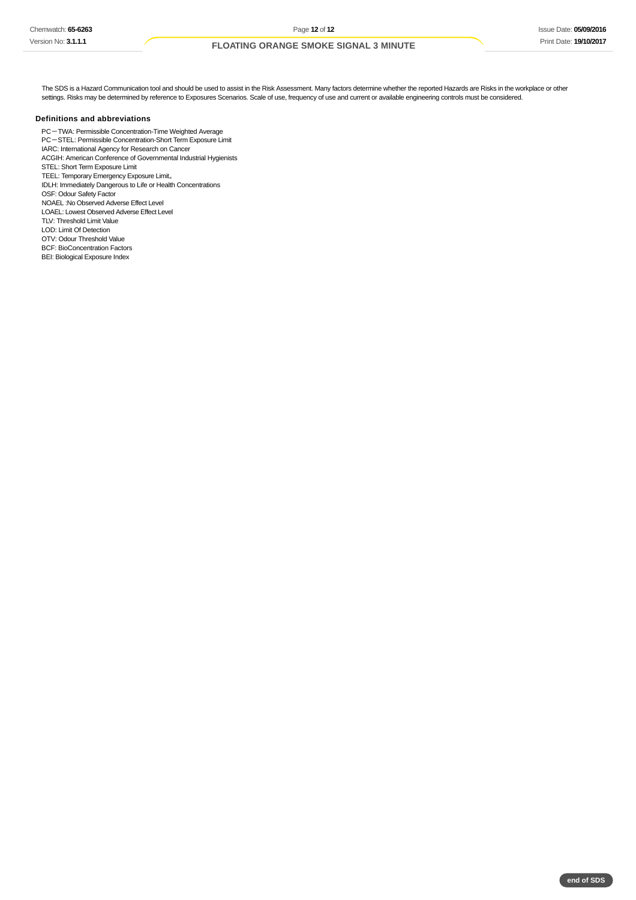The SDS is a Hazard Communication tool and should be used to assist in the Risk Assessment. Many factors determine whether the reported Hazards are Risks in the workplace or other settings. Risks may be determined by reference to Exposures Scenarios. Scale of use, frequency of use and current or available engineering controls must be considered.

### Definitions and abbreviations

PC－TWA: Permissible Concentration-Time Weighted Average
PC－STEL: Permissible Concentration-Short Term Exposure Limit
IARC: International Agency for Research on Cancer
ACGIH: American Conference of Governmental Industrial Hygienists
STEL: Short Term Exposure Limit
TEEL: Temporary Emergency Exposure Limit。
IDLH: Immediately Dangerous to Life or Health Concentrations
OSF: Odour Safety Factor
NOAEL :No Observed Adverse Effect Level
LOAEL: Lowest Observed Adverse Effect Level
TLV: Threshold Limit Value
LOD: Limit Of Detection
OTV: Odour Threshold Value
BCF: BioConcentration Factors
BEI: Biological Exposure Index

**end of SDS**